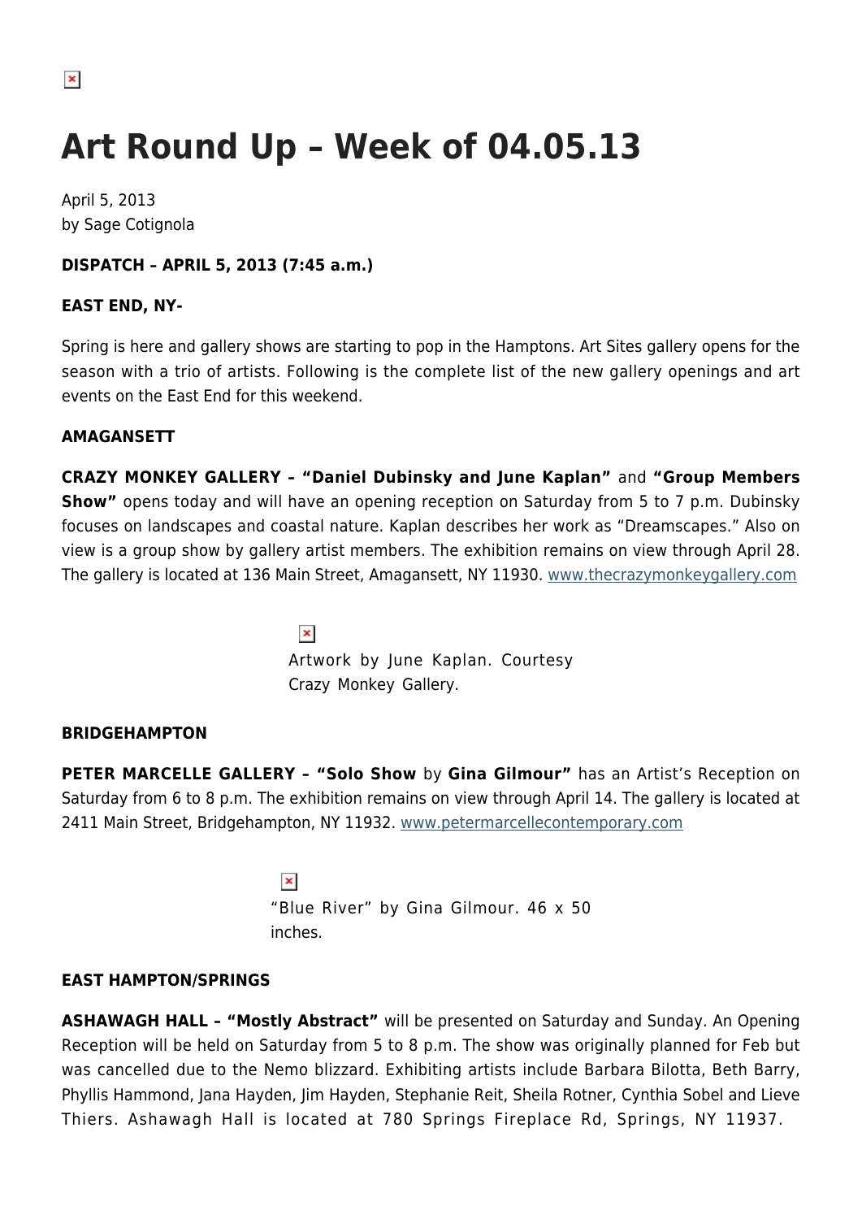# Art Round Up – Week of 04.05.13

April 5, 2013
by Sage Cotignola

**DISPATCH – APRIL 5, 2013 (7:45 a.m.)**

**EAST END, NY-**

Spring is here and gallery shows are starting to pop in the Hamptons. Art Sites gallery opens for the season with a trio of artists. Following is the complete list of the new gallery openings and art events on the East End for this weekend.

**AMAGANSETT**

**CRAZY MONKEY GALLERY – "Daniel Dubinsky and June Kaplan"** and **"Group Members Show"** opens today and will have an opening reception on Saturday from 5 to 7 p.m. Dubinsky focuses on landscapes and coastal nature. Kaplan describes her work as "Dreamscapes." Also on view is a group show by gallery artist members. The exhibition remains on view through April 28. The gallery is located at 136 Main Street, Amagansett, NY 11930. [www.thecrazymonkeygallery.com](http://www.thecrazymonkeygallery.com)

Artwork by June Kaplan. Courtesy Crazy Monkey Gallery.

**BRIDGEHAMPTON**

**PETER MARCELLE GALLERY – "Solo Show** by **Gina Gilmour"** has an Artist's Reception on Saturday from 6 to 8 p.m. The exhibition remains on view through April 14. The gallery is located at 2411 Main Street, Bridgehampton, NY 11932. [www.petermarcellecontemporary.com](http://www.petermarcellecontemporary.com)

"Blue River" by Gina Gilmour. 46 x 50 inches.

**EAST HAMPTON/SPRINGS**

**ASHAWAGH HALL – "Mostly Abstract"** will be presented on Saturday and Sunday. An Opening Reception will be held on Saturday from 5 to 8 p.m. The show was originally planned for Feb but was cancelled due to the Nemo blizzard. Exhibiting artists include Barbara Bilotta, Beth Barry, Phyllis Hammond, Jana Hayden, Jim Hayden, Stephanie Reit, Sheila Rotner, Cynthia Sobel and Lieve Thiers. Ashawagh Hall is located at 780 Springs Fireplace Rd, Springs, NY 11937.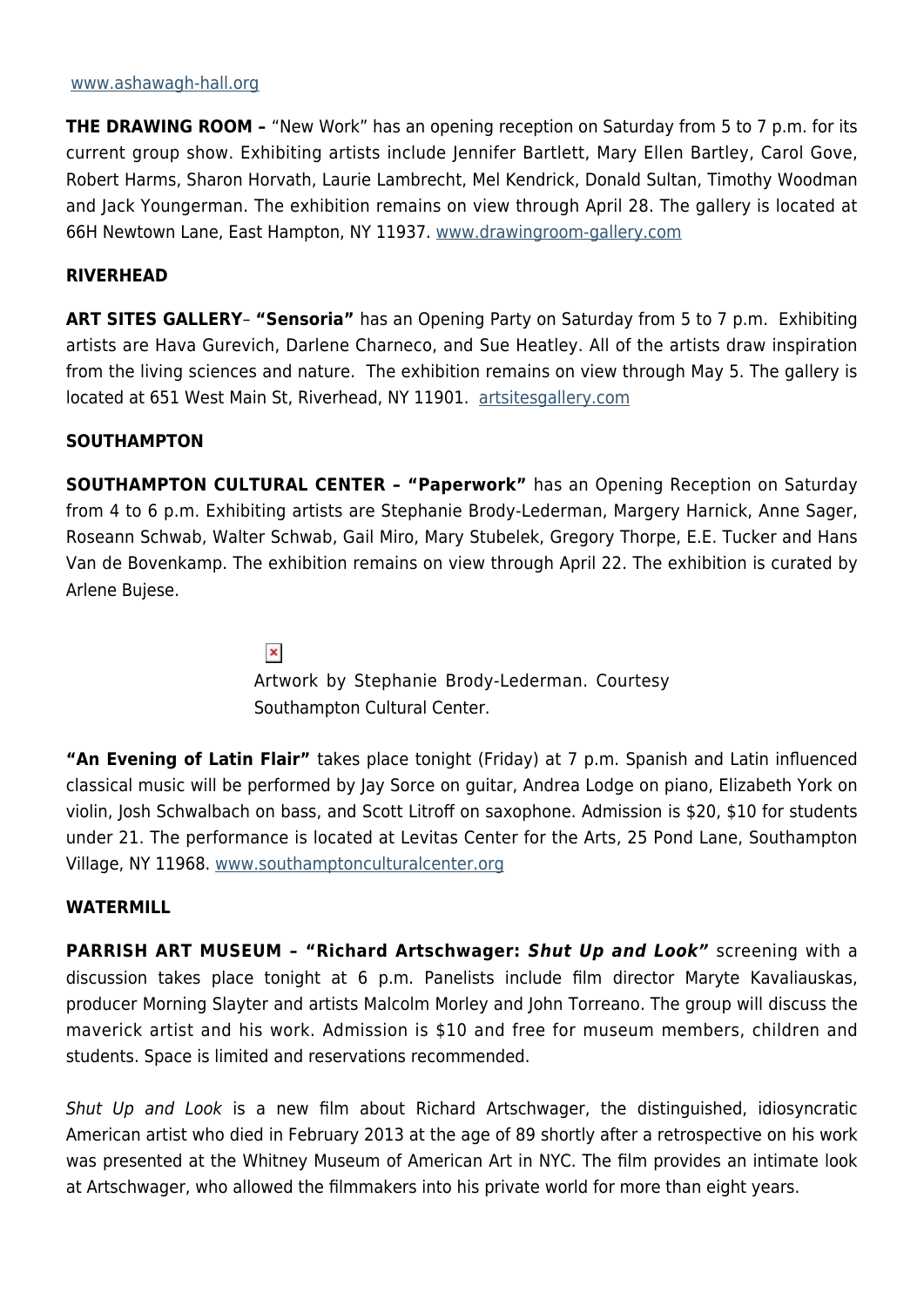www.ashawagh-hall.org

**THE DRAWING ROOM –** "New Work" has an opening reception on Saturday from 5 to 7 p.m. for its current group show. Exhibiting artists include Jennifer Bartlett, Mary Ellen Bartley, Carol Gove, Robert Harms, Sharon Horvath, Laurie Lambrecht, Mel Kendrick, Donald Sultan, Timothy Woodman and Jack Youngerman. The exhibition remains on view through April 28. The gallery is located at 66H Newtown Lane, East Hampton, NY 11937. www.drawingroom-gallery.com

**RIVERHEAD**

**ART SITES GALLERY– "Sensoria"** has an Opening Party on Saturday from 5 to 7 p.m. Exhibiting artists are Hava Gurevich, Darlene Charneco, and Sue Heatley. All of the artists draw inspiration from the living sciences and nature. The exhibition remains on view through May 5. The gallery is located at 651 West Main St, Riverhead, NY 11901. artsitesgallery.com

**SOUTHAMPTON**

**SOUTHAMPTON CULTURAL CENTER – "Paperwork"** has an Opening Reception on Saturday from 4 to 6 p.m. Exhibiting artists are Stephanie Brody-Lederman, Margery Harnick, Anne Sager, Roseann Schwab, Walter Schwab, Gail Miro, Mary Stubelek, Gregory Thorpe, E.E. Tucker and Hans Van de Bovenkamp. The exhibition remains on view through April 22. The exhibition is curated by Arlene Bujese.

Artwork by Stephanie Brody-Lederman. Courtesy Southampton Cultural Center.

**"An Evening of Latin Flair"** takes place tonight (Friday) at 7 p.m. Spanish and Latin influenced classical music will be performed by Jay Sorce on guitar, Andrea Lodge on piano, Elizabeth York on violin, Josh Schwalbach on bass, and Scott Litroff on saxophone. Admission is $20, $10 for students under 21. The performance is located at Levitas Center for the Arts, 25 Pond Lane, Southampton Village, NY 11968. www.southamptonculturalcenter.org

**WATERMILL**

**PARRISH ART MUSEUM – "Richard Artschwager: *Shut Up and Look*"** screening with a discussion takes place tonight at 6 p.m. Panelists include film director Maryte Kavaliauskas, producer Morning Slayter and artists Malcolm Morley and John Torreano. The group will discuss the maverick artist and his work. Admission is $10 and free for museum members, children and students. Space is limited and reservations recommended.

*Shut Up and Look* is a new film about Richard Artschwager, the distinguished, idiosyncratic American artist who died in February 2013 at the age of 89 shortly after a retrospective on his work was presented at the Whitney Museum of American Art in NYC. The film provides an intimate look at Artschwager, who allowed the filmmakers into his private world for more than eight years.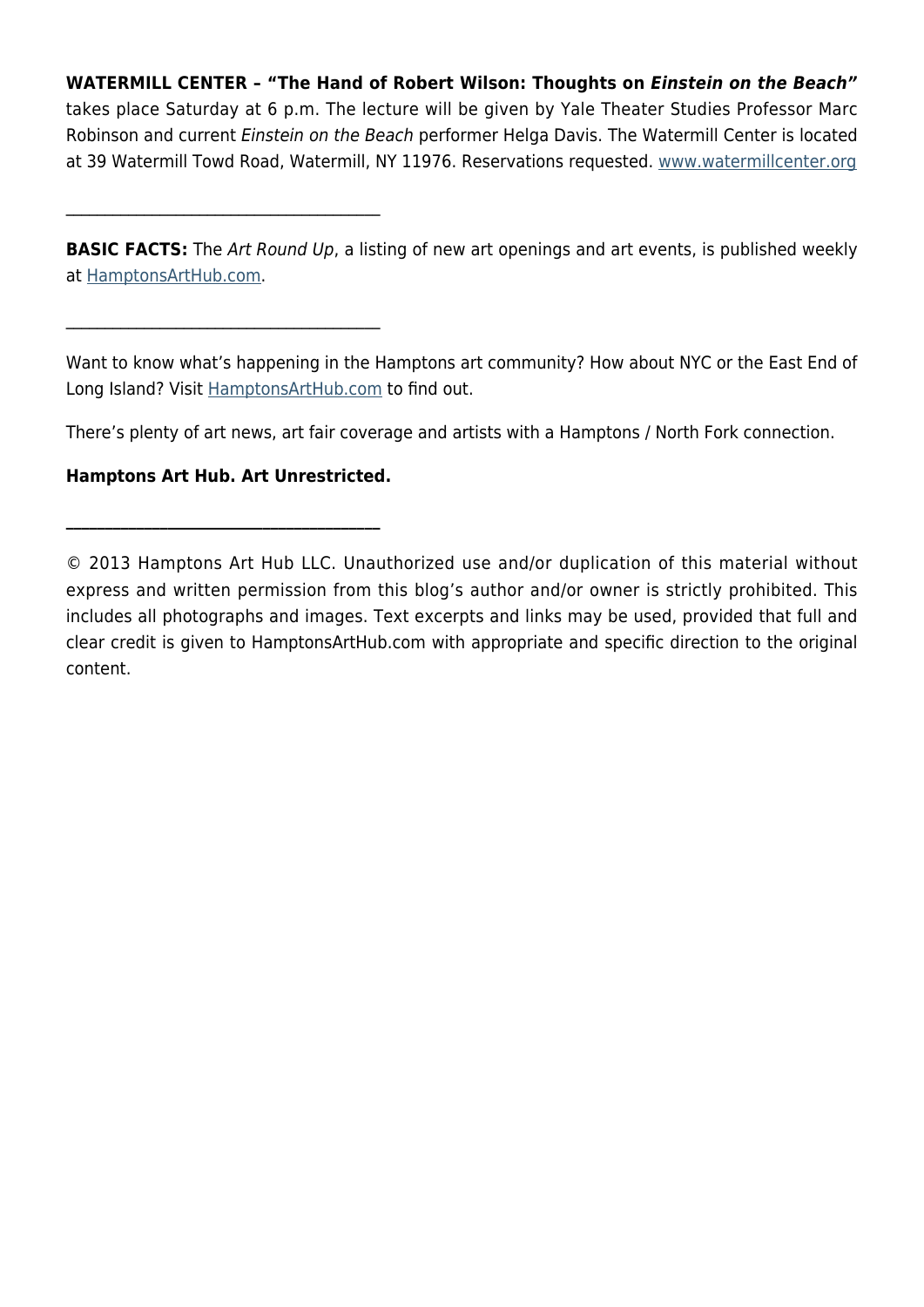**WATERMILL CENTER – "The Hand of Robert Wilson: Thoughts on *Einstein on the Beach*"** takes place Saturday at 6 p.m. The lecture will be given by Yale Theater Studies Professor Marc Robinson and current *Einstein on the Beach* performer Helga Davis. The Watermill Center is located at 39 Watermill Towd Road, Watermill, NY 11976. Reservations requested. [www.watermillcenter.org](http://www.watermillcenter.org)

\_\_\_\_\_\_\_\_\_\_\_\_\_\_\_\_\_\_\_\_\_\_\_\_\_\_\_\_\_\_\_\_\_\_\_\_\_\_

**BASIC FACTS:** The *Art Round Up*, a listing of new art openings and art events, is published weekly at [HamptonsArtHub.com](http://HamptonsArtHub.com).

\_\_\_\_\_\_\_\_\_\_\_\_\_\_\_\_\_\_\_\_\_\_\_\_\_\_\_\_\_\_\_\_\_\_\_\_\_\_

Want to know what's happening in the Hamptons art community? How about NYC or the East End of Long Island? Visit [HamptonsArtHub.com](http://HamptonsArtHub.com) to find out.

There's plenty of art news, art fair coverage and artists with a Hamptons / North Fork connection.

**Hamptons Art Hub. Art Unrestricted.**

\_\_\_\_\_\_\_\_\_\_\_\_\_\_\_\_\_\_\_\_\_\_\_\_\_\_\_\_\_\_\_\_\_\_\_\_\_\_

© 2013 Hamptons Art Hub LLC. Unauthorized use and/or duplication of this material without express and written permission from this blog's author and/or owner is strictly prohibited. This includes all photographs and images. Text excerpts and links may be used, provided that full and clear credit is given to HamptonsArtHub.com with appropriate and specific direction to the original content.